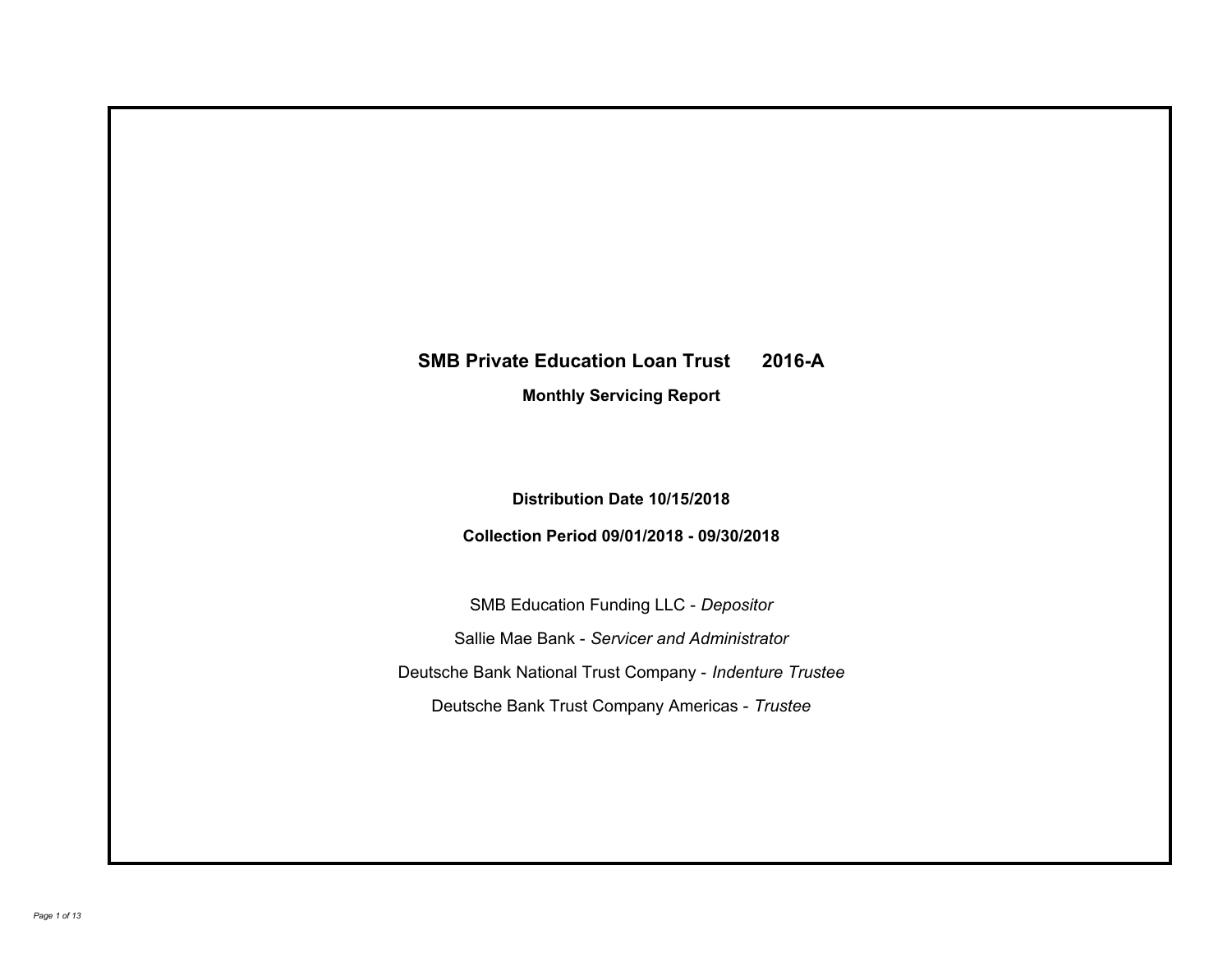# SMB Private Education Loan Trust 2016-A

## Monthly Servicing Report

**Distribution Date 10/15/2018**

**Collection Period 09/01/2018 - 09/30/2018**

SMB Education Funding LLC - *Depositor*

Sallie Mae Bank - *Servicer and Administrator*

Deutsche Bank National Trust Company - *Indenture Trustee*

Deutsche Bank Trust Company Americas - *Trustee*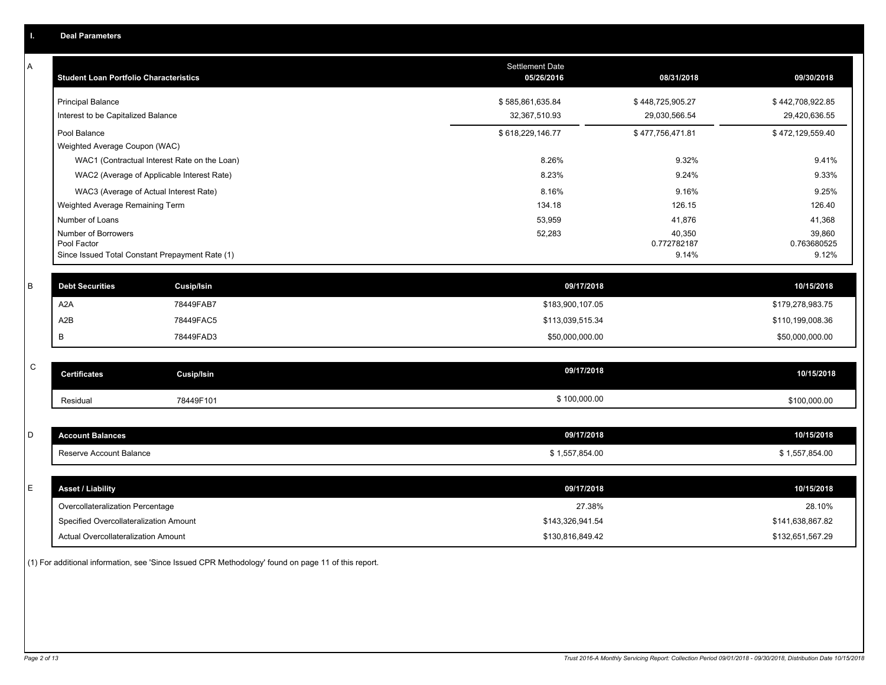## I. Deal Parameters

### A

| Student Loan Portfolio Characteristics | Settlement Date 05/26/2016 | 08/31/2018 | 09/30/2018 |
|---|---|---|---|
| Principal Balance | $ 585,861,635.84 | $ 448,725,905.27 | $ 442,708,922.85 |
| Interest to be Capitalized Balance | 32,367,510.93 | 29,030,566.54 | 29,420,636.55 |
| Pool Balance | $ 618,229,146.77 | $ 477,756,471.81 | $ 472,129,559.40 |
| Weighted Average Coupon (WAC) | | | |
| WAC1 (Contractual Interest Rate on the Loan) | 8.26% | 9.32% | 9.41% |
| WAC2 (Average of Applicable Interest Rate) | 8.23% | 9.24% | 9.33% |
| WAC3 (Average of Actual Interest Rate) | 8.16% | 9.16% | 9.25% |
| Weighted Average Remaining Term | 134.18 | 126.15 | 126.40 |
| Number of Loans | 53,959 | 41,876 | 41,368 |
| Number of Borrowers | 52,283 | 40,350 | 39,860 |
| Pool Factor | | 0.772782187 | 0.763680525 |
| Since Issued Total Constant Prepayment Rate (1) | | 9.14% | 9.12% |

### B

| Debt Securities | Cusip/Isin | 09/17/2018 | 10/15/2018 |
|---|---|---|---|
| A2A | 78449FAB7 | $183,900,107.05 | $179,278,983.75 |
| A2B | 78449FAC5 | $113,039,515.34 | $110,199,008.36 |
| B | 78449FAD3 | $50,000,000.00 | $50,000,000.00 |

### C

| Certificates | Cusip/Isin | 09/17/2018 | 10/15/2018 |
|---|---|---|---|
| Residual | 78449F101 | $ 100,000.00 | $100,000.00 |

### D

| Account Balances | 09/17/2018 | 10/15/2018 |
|---|---|---|
| Reserve Account Balance | $ 1,557,854.00 | $ 1,557,854.00 |

### E

| Asset / Liability | 09/17/2018 | 10/15/2018 |
|---|---|---|
| Overcollateralization Percentage | 27.38% | 28.10% |
| Specified Overcollateralization Amount | $143,326,941.54 | $141,638,867.82 |
| Actual Overcollateralization Amount | $130,816,849.42 | $132,651,567.29 |

(1) For additional information, see 'Since Issued CPR Methodology' found on page 11 of this report.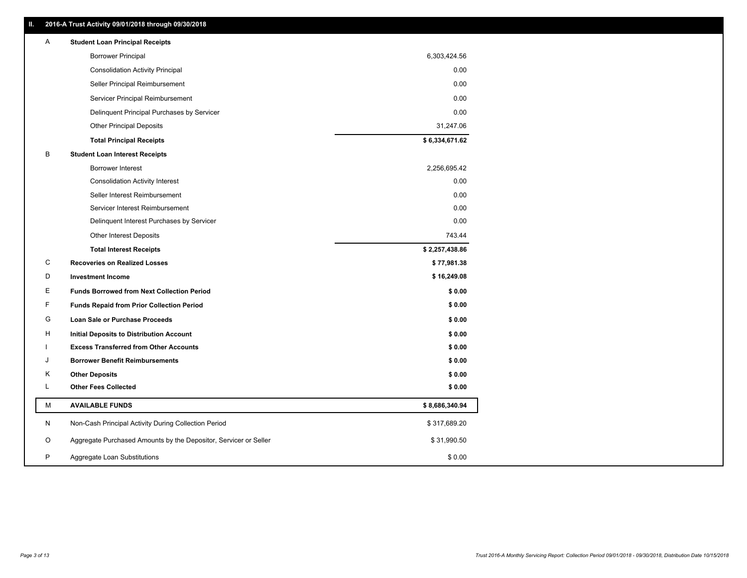## II. 2016-A Trust Activity 09/01/2018 through 09/30/2018

| | | |
|---|---|---|
| A | **Student Loan Principal Receipts** | |
| | Borrower Principal | 6,303,424.56 |
| | Consolidation Activity Principal | 0.00 |
| | Seller Principal Reimbursement | 0.00 |
| | Servicer Principal Reimbursement | 0.00 |
| | Delinquent Principal Purchases by Servicer | 0.00 |
| | Other Principal Deposits | 31,247.06 |
| | **Total Principal Receipts** | **$ 6,334,671.62** |
| B | **Student Loan Interest Receipts** | |
| | Borrower Interest | 2,256,695.42 |
| | Consolidation Activity Interest | 0.00 |
| | Seller Interest Reimbursement | 0.00 |
| | Servicer Interest Reimbursement | 0.00 |
| | Delinquent Interest Purchases by Servicer | 0.00 |
| | Other Interest Deposits | 743.44 |
| | **Total Interest Receipts** | **$ 2,257,438.86** |
| C | **Recoveries on Realized Losses** | **$ 77,981.38** |
| D | **Investment Income** | **$ 16,249.08** |
| E | **Funds Borrowed from Next Collection Period** | **$ 0.00** |
| F | **Funds Repaid from Prior Collection Period** | **$ 0.00** |
| G | **Loan Sale or Purchase Proceeds** | **$ 0.00** |
| H | **Initial Deposits to Distribution Account** | **$ 0.00** |
| I | **Excess Transferred from Other Accounts** | **$ 0.00** |
| J | **Borrower Benefit Reimbursements** | **$ 0.00** |
| K | **Other Deposits** | **$ 0.00** |
| L | **Other Fees Collected** | **$ 0.00** |
| M | **AVAILABLE FUNDS** | **$ 8,686,340.94** |
| N | Non-Cash Principal Activity During Collection Period | $ 317,689.20 |
| O | Aggregate Purchased Amounts by the Depositor, Servicer or Seller | $ 31,990.50 |
| P | Aggregate Loan Substitutions | $ 0.00 |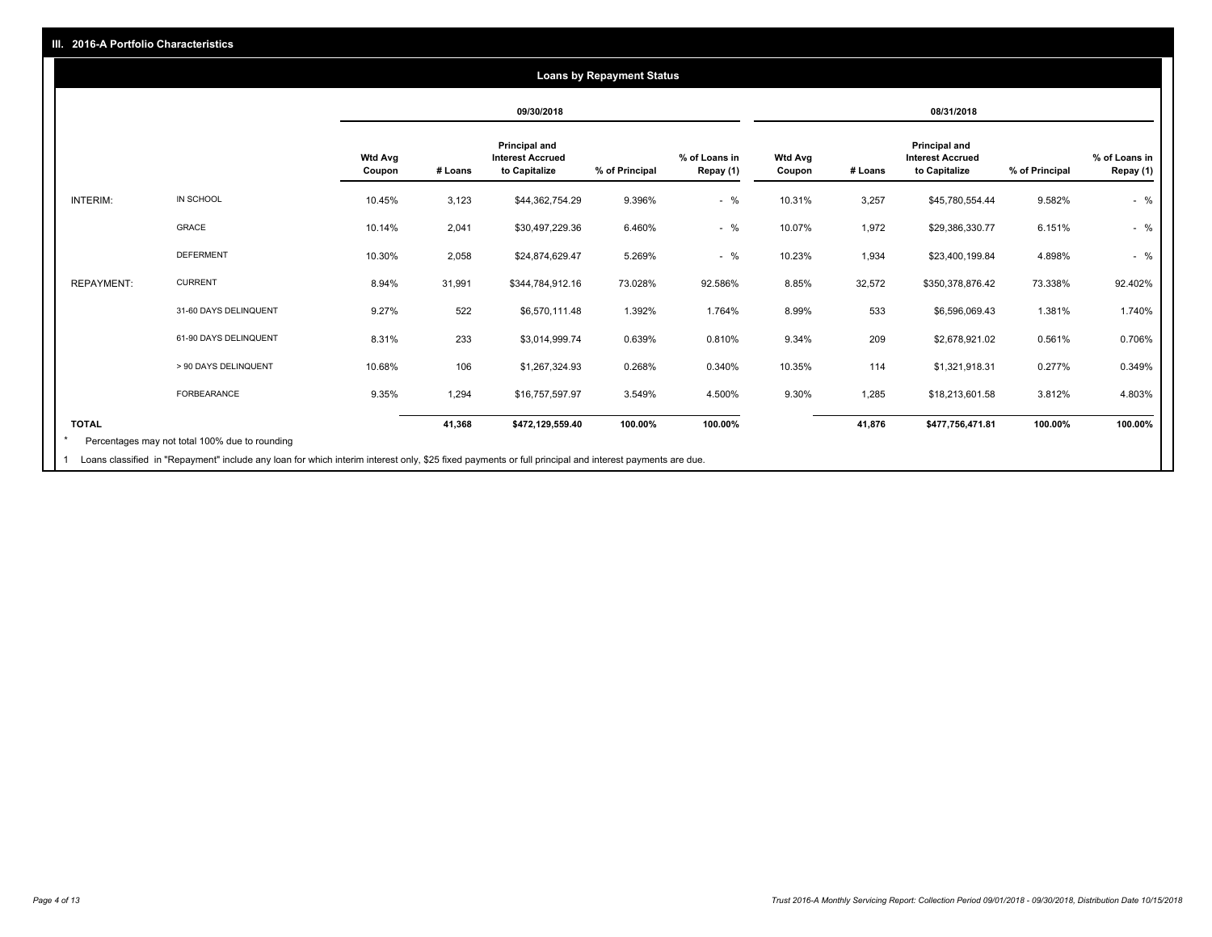## III. 2016-A Portfolio Characteristics

### Loans by Repayment Status

| | | 09/30/2018 | | | | | 08/31/2018 | | | | |
|---|---|---|---|---|---|---|---|---|---|---|---|
| | | Wtd Avg Coupon | # Loans | Principal and Interest Accrued to Capitalize | % of Principal | % of Loans in Repay (1) | Wtd Avg Coupon | # Loans | Principal and Interest Accrued to Capitalize | % of Principal | % of Loans in Repay (1) |
| INTERIM: | IN SCHOOL | 10.45% | 3,123 | $44,362,754.29 | 9.396% | - % | 10.31% | 3,257 | $45,780,554.44 | 9.582% | - % |
| | GRACE | 10.14% | 2,041 | $30,497,229.36 | 6.460% | - % | 10.07% | 1,972 | $29,386,330.77 | 6.151% | - % |
| | DEFERMENT | 10.30% | 2,058 | $24,874,629.47 | 5.269% | - % | 10.23% | 1,934 | $23,400,199.84 | 4.898% | - % |
| REPAYMENT: | CURRENT | 8.94% | 31,991 | $344,784,912.16 | 73.028% | 92.586% | 8.85% | 32,572 | $350,378,876.42 | 73.338% | 92.402% |
| | 31-60 DAYS DELINQUENT | 9.27% | 522 | $6,570,111.48 | 1.392% | 1.764% | 8.99% | 533 | $6,596,069.43 | 1.381% | 1.740% |
| | 61-90 DAYS DELINQUENT | 8.31% | 233 | $3,014,999.74 | 0.639% | 0.810% | 9.34% | 209 | $2,678,921.02 | 0.561% | 0.706% |
| | > 90 DAYS DELINQUENT | 10.68% | 106 | $1,267,324.93 | 0.268% | 0.340% | 10.35% | 114 | $1,321,918.31 | 0.277% | 0.349% |
| | FORBEARANCE | 9.35% | 1,294 | $16,757,597.97 | 3.549% | 4.500% | 9.30% | 1,285 | $18,213,601.58 | 3.812% | 4.803% |
| **TOTAL** | | | **41,368** | **$472,129,559.40** | **100.00%** | **100.00%** | | **41,876** | **$477,756,471.81** | **100.00%** | **100.00%** |

\* Percentages may not total 100% due to rounding

1 Loans classified in "Repayment" include any loan for which interim interest only, $25 fixed payments or full principal and interest payments are due.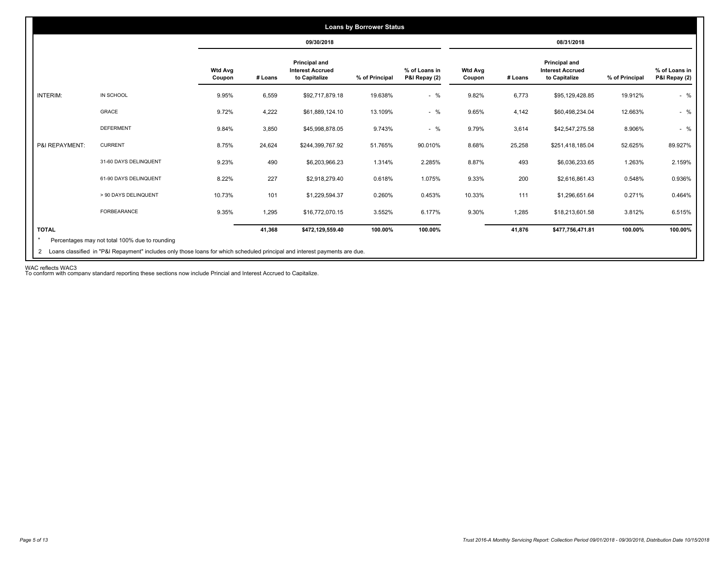## Loans by Borrower Status

| | | 09/30/2018 | | | | | 08/31/2018 | | | | |
|---|---|---|---|---|---|---|---|---|---|---|---|
| | | Wtd Avg Coupon | # Loans | Principal and Interest Accrued to Capitalize | % of Principal | % of Loans in P&I Repay (2) | Wtd Avg Coupon | # Loans | Principal and Interest Accrued to Capitalize | % of Principal | % of Loans in P&I Repay (2) |
| INTERIM: | IN SCHOOL | 9.95% | 6,559 | $92,717,879.18 | 19.638% | - % | 9.82% | 6,773 | $95,129,428.85 | 19.912% | - % |
| | GRACE | 9.72% | 4,222 | $61,889,124.10 | 13.109% | - % | 9.65% | 4,142 | $60,498,234.04 | 12.663% | - % |
| | DEFERMENT | 9.84% | 3,850 | $45,998,878.05 | 9.743% | - % | 9.79% | 3,614 | $42,547,275.58 | 8.906% | - % |
| P&I REPAYMENT: | CURRENT | 8.75% | 24,624 | $244,399,767.92 | 51.765% | 90.010% | 8.68% | 25,258 | $251,418,185.04 | 52.625% | 89.927% |
| | 31-60 DAYS DELINQUENT | 9.23% | 490 | $6,203,966.23 | 1.314% | 2.285% | 8.87% | 493 | $6,036,233.65 | 1.263% | 2.159% |
| | 61-90 DAYS DELINQUENT | 8.22% | 227 | $2,918,279.40 | 0.618% | 1.075% | 9.33% | 200 | $2,616,861.43 | 0.548% | 0.936% |
| | > 90 DAYS DELINQUENT | 10.73% | 101 | $1,229,594.37 | 0.260% | 0.453% | 10.33% | 111 | $1,296,651.64 | 0.271% | 0.464% |
| | FORBEARANCE | 9.35% | 1,295 | $16,772,070.15 | 3.552% | 6.177% | 9.30% | 1,285 | $18,213,601.58 | 3.812% | 6.515% |
| TOTAL | | | 41,368 | $472,129,559.40 | 100.00% | 100.00% | | 41,876 | $477,756,471.81 | 100.00% | 100.00% |

\* Percentages may not total 100% due to rounding

2 Loans classified in "P&I Repayment" includes only those loans for which scheduled principal and interest payments are due.

WAC reflects WAC3

To conform with company standard reporting these sections now include Princial and Interest Accrued to Capitalize.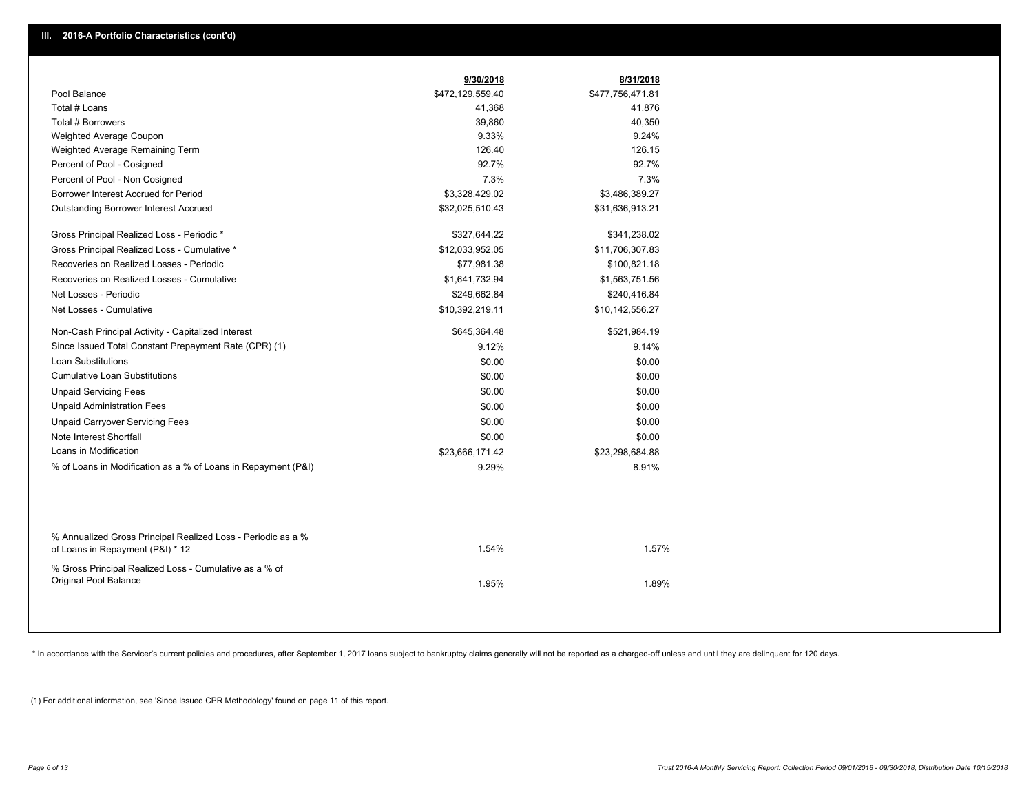## III. 2016-A Portfolio Characteristics (cont'd)

| | 9/30/2018 | 8/31/2018 |
|---|---|---|
| Pool Balance | $472,129,559.40 | $477,756,471.81 |
| Total # Loans | 41,368 | 41,876 |
| Total # Borrowers | 39,860 | 40,350 |
| Weighted Average Coupon | 9.33% | 9.24% |
| Weighted Average Remaining Term | 126.40 | 126.15 |
| Percent of Pool - Cosigned | 92.7% | 92.7% |
| Percent of Pool - Non Cosigned | 7.3% | 7.3% |
| Borrower Interest Accrued for Period | $3,328,429.02 | $3,486,389.27 |
| Outstanding Borrower Interest Accrued | $32,025,510.43 | $31,636,913.21 |
| Gross Principal Realized Loss - Periodic * | $327,644.22 | $341,238.02 |
| Gross Principal Realized Loss - Cumulative * | $12,033,952.05 | $11,706,307.83 |
| Recoveries on Realized Losses - Periodic | $77,981.38 | $100,821.18 |
| Recoveries on Realized Losses - Cumulative | $1,641,732.94 | $1,563,751.56 |
| Net Losses - Periodic | $249,662.84 | $240,416.84 |
| Net Losses - Cumulative | $10,392,219.11 | $10,142,556.27 |
| Non-Cash Principal Activity - Capitalized Interest | $645,364.48 | $521,984.19 |
| Since Issued Total Constant Prepayment Rate (CPR) (1) | 9.12% | 9.14% |
| Loan Substitutions | $0.00 | $0.00 |
| Cumulative Loan Substitutions | $0.00 | $0.00 |
| Unpaid Servicing Fees | $0.00 | $0.00 |
| Unpaid Administration Fees | $0.00 | $0.00 |
| Unpaid Carryover Servicing Fees | $0.00 | $0.00 |
| Note Interest Shortfall | $0.00 | $0.00 |
| Loans in Modification | $23,666,171.42 | $23,298,684.88 |
| % of Loans in Modification as a % of Loans in Repayment (P&I) | 9.29% | 8.91% |
| % Annualized Gross Principal Realized Loss - Periodic as a % of Loans in Repayment (P&I) * 12 | 1.54% | 1.57% |
| % Gross Principal Realized Loss - Cumulative as a % of Original Pool Balance | 1.95% | 1.89% |

* In accordance with the Servicer's current policies and procedures, after September 1, 2017 loans subject to bankruptcy claims generally will not be reported as a charged-off unless and until they are delinquent for 120 days.

(1) For additional information, see 'Since Issued CPR Methodology' found on page 11 of this report.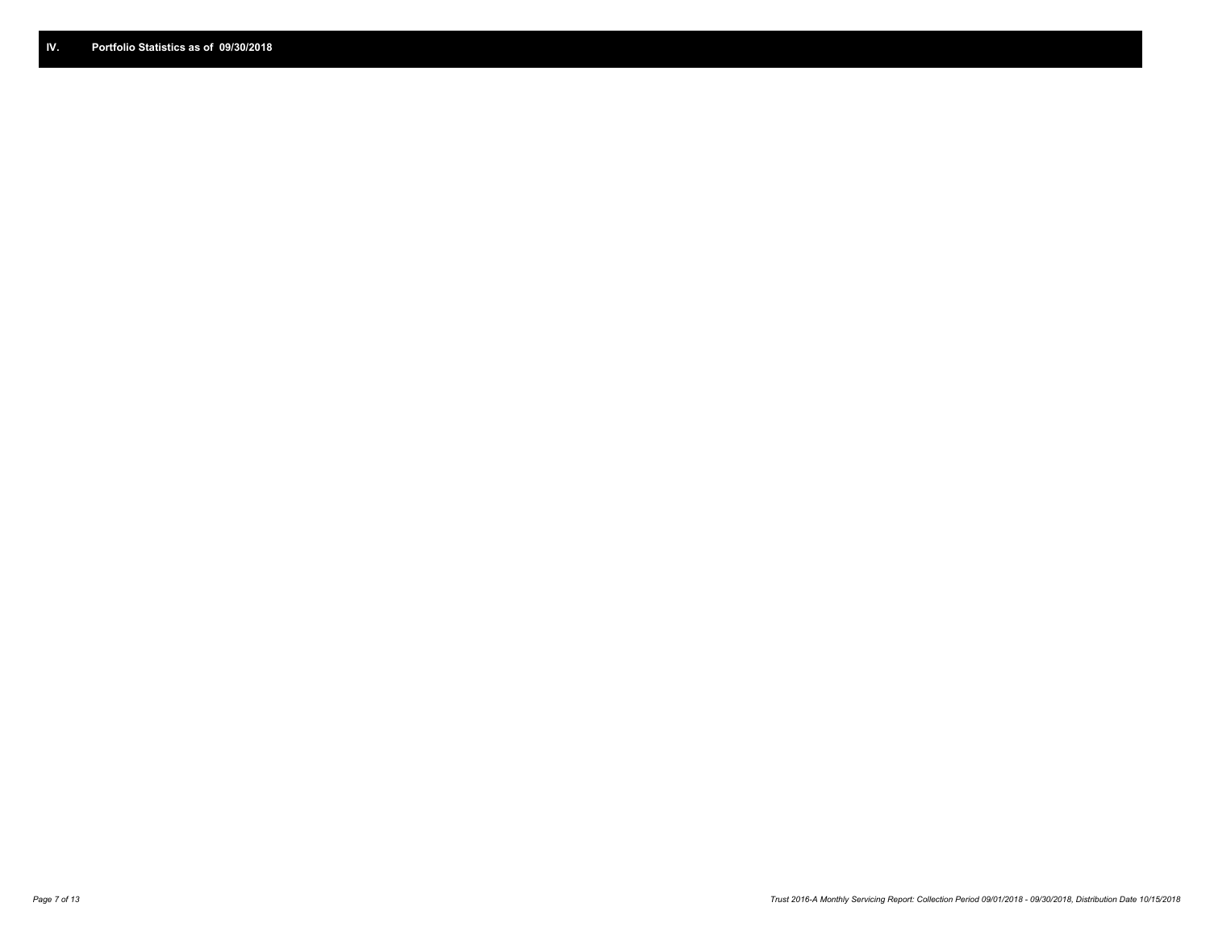## IV. Portfolio Statistics as of 09/30/2018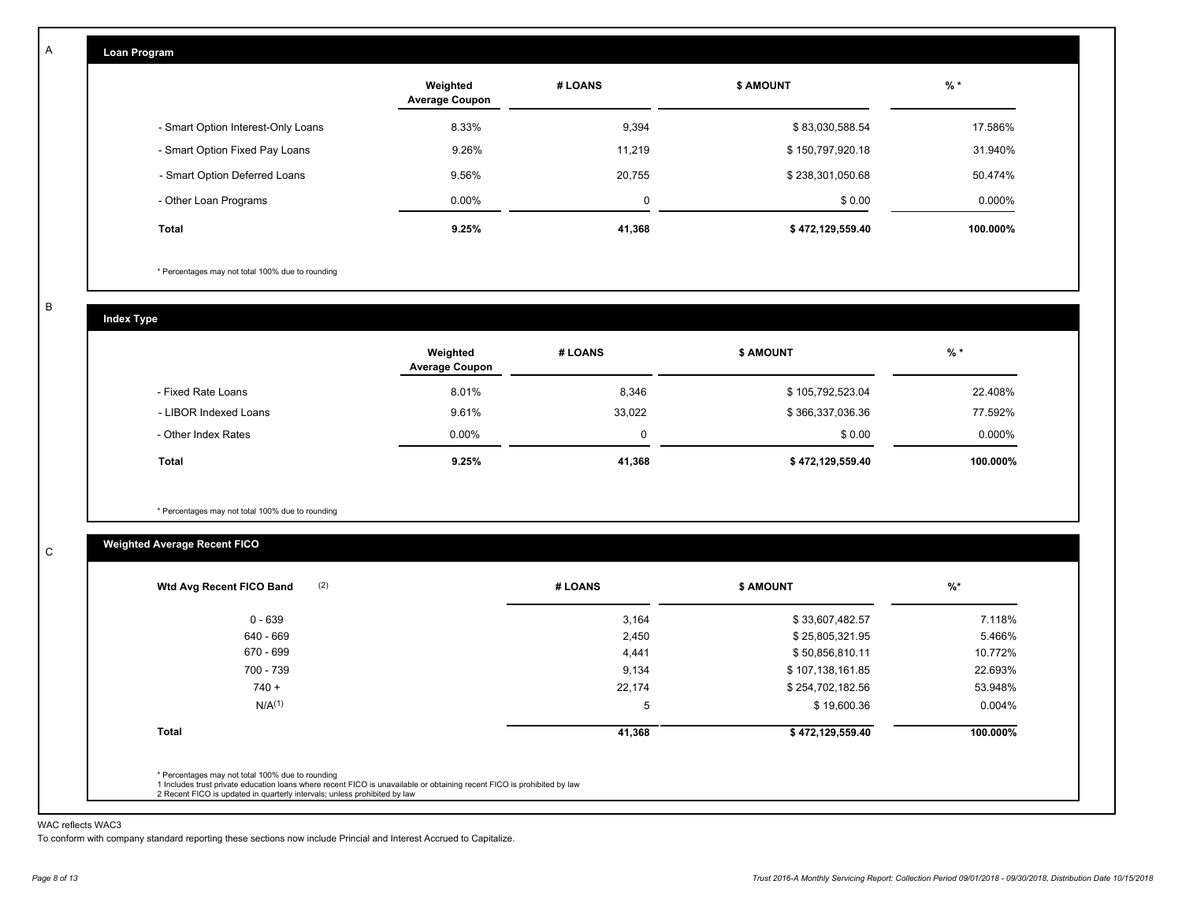A

## Loan Program

| | Weighted Average Coupon | # LOANS | $ AMOUNT | % * |
|---|---|---|---|---|
| - Smart Option Interest-Only Loans | 8.33% | 9,394 | $ 83,030,588.54 | 17.586% |
| - Smart Option Fixed Pay Loans | 9.26% | 11,219 | $ 150,797,920.18 | 31.940% |
| - Smart Option Deferred Loans | 9.56% | 20,755 | $ 238,301,050.68 | 50.474% |
| - Other Loan Programs | 0.00% | 0 | $ 0.00 | 0.000% |
| **Total** | **9.25%** | **41,368** | **$ 472,129,559.40** | **100.000%** |

* Percentages may not total 100% due to rounding

B

## Index Type

| | Weighted Average Coupon | # LOANS | $ AMOUNT | % * |
|---|---|---|---|---|
| - Fixed Rate Loans | 8.01% | 8,346 | $ 105,792,523.04 | 22.408% |
| - LIBOR Indexed Loans | 9.61% | 33,022 | $ 366,337,036.36 | 77.592% |
| - Other Index Rates | 0.00% | 0 | $ 0.00 | 0.000% |
| **Total** | **9.25%** | **41,368** | **$ 472,129,559.40** | **100.000%** |

* Percentages may not total 100% due to rounding

C

## Weighted Average Recent FICO

| Wtd Avg Recent FICO Band (2) | # LOANS | $ AMOUNT | %* |
|---|---|---|---|
| 0 - 639 | 3,164 | $ 33,607,482.57 | 7.118% |
| 640 - 669 | 2,450 | $ 25,805,321.95 | 5.466% |
| 670 - 699 | 4,441 | $ 50,856,810.11 | 10.772% |
| 700 - 739 | 9,134 | $ 107,138,161.85 | 22.693% |
| 740 + | 22,174 | $ 254,702,182.56 | 53.948% |
| N/A(1) | 5 | $ 19,600.36 | 0.004% |
| **Total** | **41,368** | **$ 472,129,559.40** | **100.000%** |

* Percentages may not total 100% due to rounding
1 Includes trust private education loans where recent FICO is unavailable or obtaining recent FICO is prohibited by law
2 Recent FICO is updated in quarterly intervals; unless prohibited by law

WAC reflects WAC3

To conform with company standard reporting these sections now include Princial and Interest Accrued to Capitalize.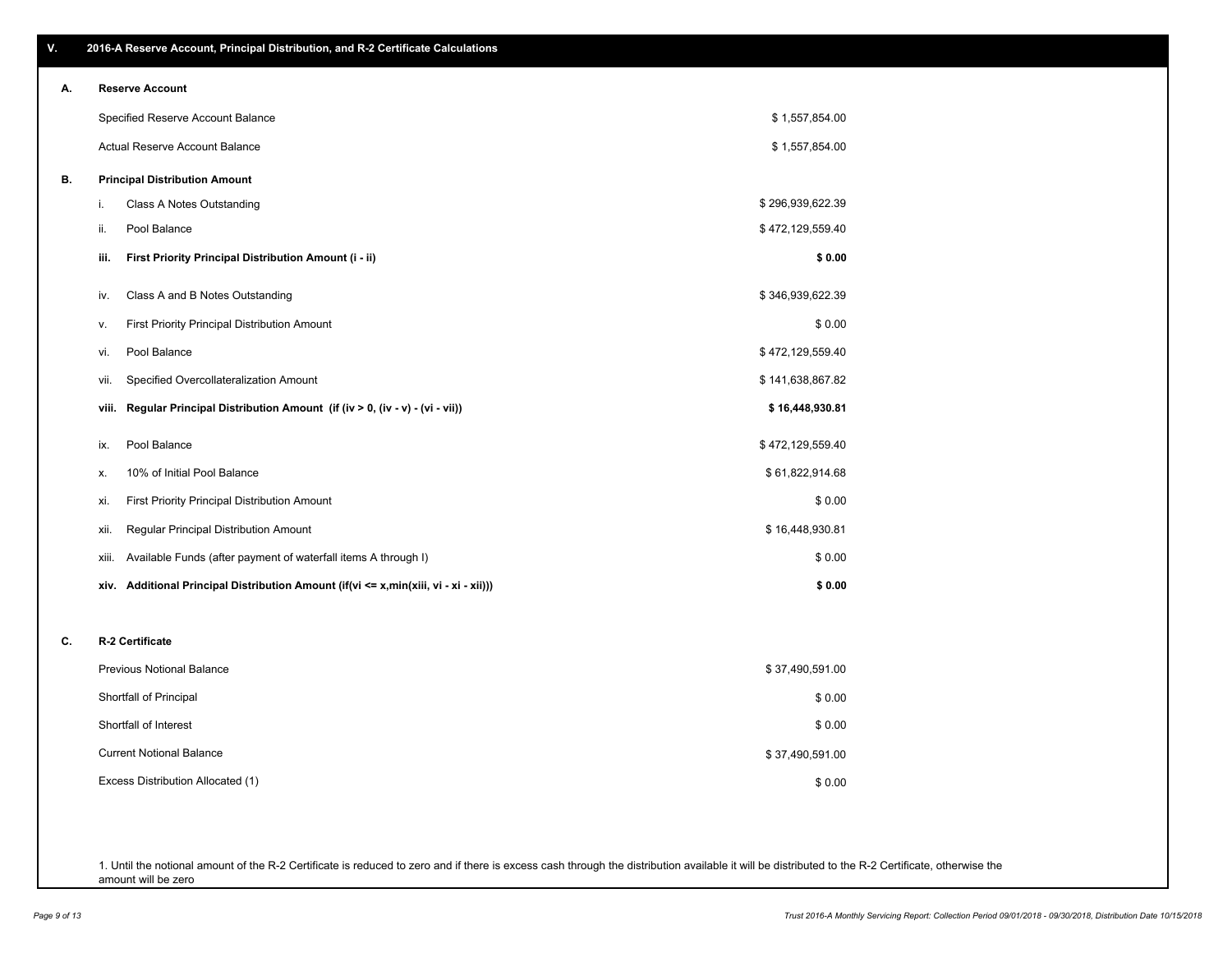## V. 2016-A Reserve Account, Principal Distribution, and R-2 Certificate Calculations

### A. Reserve Account

| | |
|---|---|
| Specified Reserve Account Balance | $ 1,557,854.00 |
| Actual Reserve Account Balance | $ 1,557,854.00 |

### B. Principal Distribution Amount

| | | |
|---|---|---|
| i. | Class A Notes Outstanding | $ 296,939,622.39 |
| ii. | Pool Balance | $ 472,129,559.40 |
| **iii.** | **First Priority Principal Distribution Amount (i - ii)** | **$ 0.00** |
| iv. | Class A and B Notes Outstanding | $ 346,939,622.39 |
| v. | First Priority Principal Distribution Amount | $ 0.00 |
| vi. | Pool Balance | $ 472,129,559.40 |
| vii. | Specified Overcollateralization Amount | $ 141,638,867.82 |
| **viii.** | **Regular Principal Distribution Amount (if (iv > 0, (iv - v) - (vi - vii))** | **$ 16,448,930.81** |
| ix. | Pool Balance | $ 472,129,559.40 |
| x. | 10% of Initial Pool Balance | $ 61,822,914.68 |
| xi. | First Priority Principal Distribution Amount | $ 0.00 |
| xii. | Regular Principal Distribution Amount | $ 16,448,930.81 |
| xiii. | Available Funds (after payment of waterfall items A through I) | $ 0.00 |
| **xiv.** | **Additional Principal Distribution Amount (if(vi <= x,min(xiii, vi - xi - xii)))** | **$ 0.00** |

### C. R-2 Certificate

| | |
|---|---|
| Previous Notional Balance | $ 37,490,591.00 |
| Shortfall of Principal | $ 0.00 |
| Shortfall of Interest | $ 0.00 |
| Current Notional Balance | $ 37,490,591.00 |
| Excess Distribution Allocated (1) | $ 0.00 |

1. Until the notional amount of the R-2 Certificate is reduced to zero and if there is excess cash through the distribution available it will be distributed to the R-2 Certificate, otherwise the amount will be zero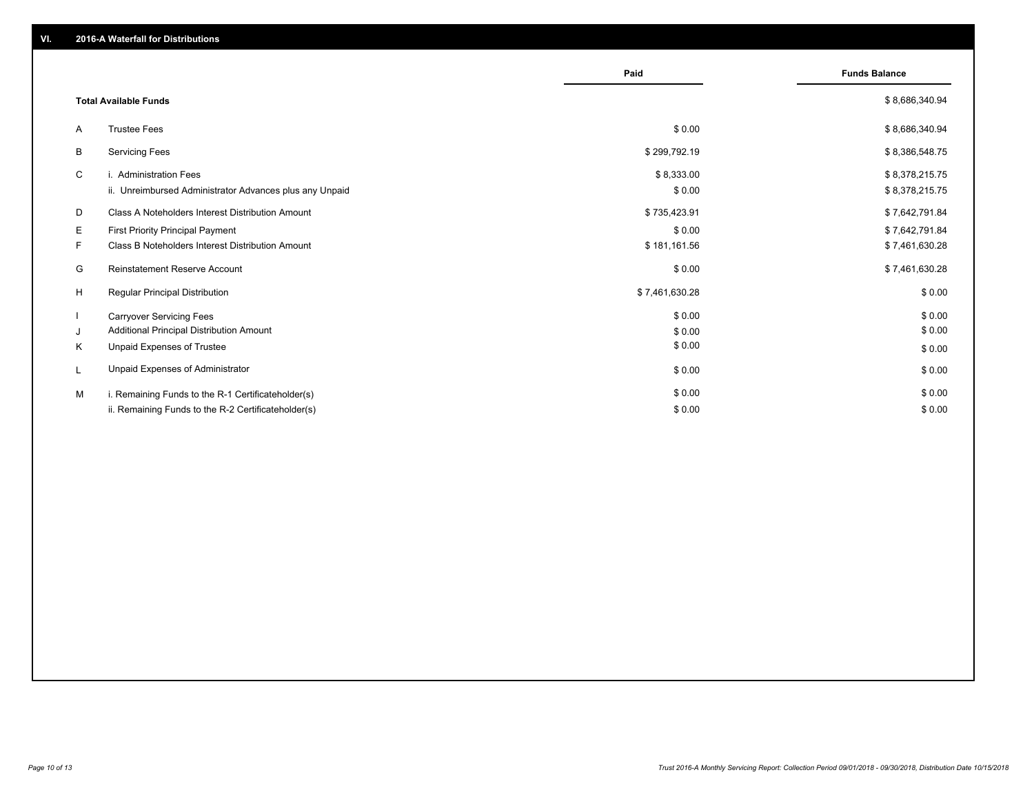## VI. 2016-A Waterfall for Distributions

| | | Paid | Funds Balance |
|---|---|---|---|
| | **Total Available Funds** | | $ 8,686,340.94 |
| A | Trustee Fees | $ 0.00 | $ 8,686,340.94 |
| B | Servicing Fees | $ 299,792.19 | $ 8,386,548.75 |
| C | i. Administration Fees | $ 8,333.00 | $ 8,378,215.75 |
| | ii. Unreimbursed Administrator Advances plus any Unpaid | $ 0.00 | $ 8,378,215.75 |
| D | Class A Noteholders Interest Distribution Amount | $ 735,423.91 | $ 7,642,791.84 |
| E | First Priority Principal Payment | $ 0.00 | $ 7,642,791.84 |
| F | Class B Noteholders Interest Distribution Amount | $ 181,161.56 | $ 7,461,630.28 |
| G | Reinstatement Reserve Account | $ 0.00 | $ 7,461,630.28 |
| H | Regular Principal Distribution | $ 7,461,630.28 | $ 0.00 |
| I | Carryover Servicing Fees | $ 0.00 | $ 0.00 |
| J | Additional Principal Distribution Amount | $ 0.00 | $ 0.00 |
| K | Unpaid Expenses of Trustee | $ 0.00 | $ 0.00 |
| L | Unpaid Expenses of Administrator | $ 0.00 | $ 0.00 |
| M | i. Remaining Funds to the R-1 Certificateholder(s) | $ 0.00 | $ 0.00 |
| | ii. Remaining Funds to the R-2 Certificateholder(s) | $ 0.00 | $ 0.00 |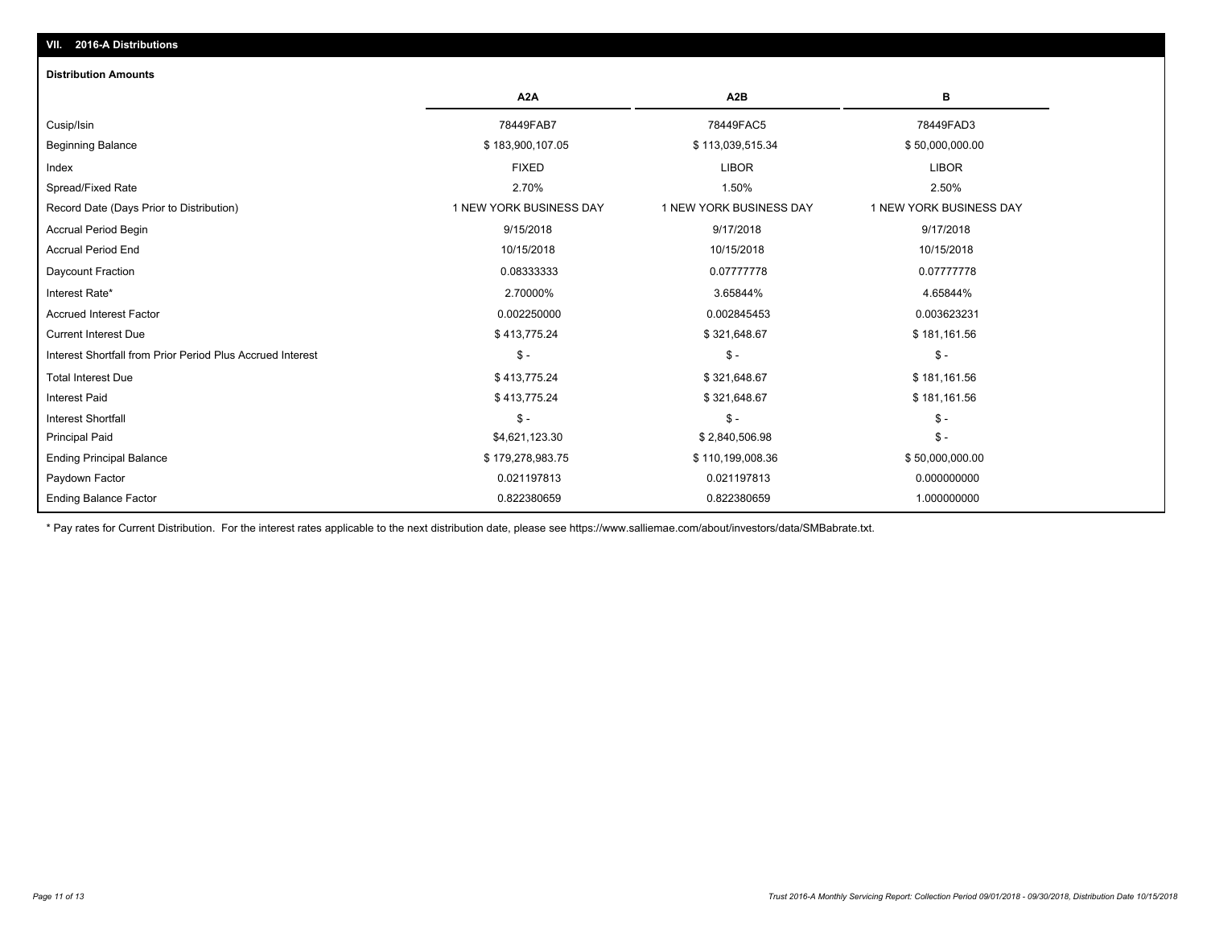## VII. 2016-A Distributions

### Distribution Amounts

| | A2A | A2B | B |
|---|---|---|---|
| Cusip/Isin | 78449FAB7 | 78449FAC5 | 78449FAD3 |
| Beginning Balance | $ 183,900,107.05 | $ 113,039,515.34 | $ 50,000,000.00 |
| Index | FIXED | LIBOR | LIBOR |
| Spread/Fixed Rate | 2.70% | 1.50% | 2.50% |
| Record Date (Days Prior to Distribution) | 1 NEW YORK BUSINESS DAY | 1 NEW YORK BUSINESS DAY | 1 NEW YORK BUSINESS DAY |
| Accrual Period Begin | 9/15/2018 | 9/17/2018 | 9/17/2018 |
| Accrual Period End | 10/15/2018 | 10/15/2018 | 10/15/2018 |
| Daycount Fraction | 0.08333333 | 0.07777778 | 0.07777778 |
| Interest Rate* | 2.70000% | 3.65844% | 4.65844% |
| Accrued Interest Factor | 0.002250000 | 0.002845453 | 0.003623231 |
| Current Interest Due | $ 413,775.24 | $ 321,648.67 | $ 181,161.56 |
| Interest Shortfall from Prior Period Plus Accrued Interest | $ - | $ - | $ - |
| Total Interest Due | $ 413,775.24 | $ 321,648.67 | $ 181,161.56 |
| Interest Paid | $ 413,775.24 | $ 321,648.67 | $ 181,161.56 |
| Interest Shortfall | $ - | $ - | $ - |
| Principal Paid | $4,621,123.30 | $ 2,840,506.98 | $ - |
| Ending Principal Balance | $ 179,278,983.75 | $ 110,199,008.36 | $ 50,000,000.00 |
| Paydown Factor | 0.021197813 | 0.021197813 | 0.000000000 |
| Ending Balance Factor | 0.822380659 | 0.822380659 | 1.000000000 |

* Pay rates for Current Distribution. For the interest rates applicable to the next distribution date, please see https://www.salliemae.com/about/investors/data/SMBabrate.txt.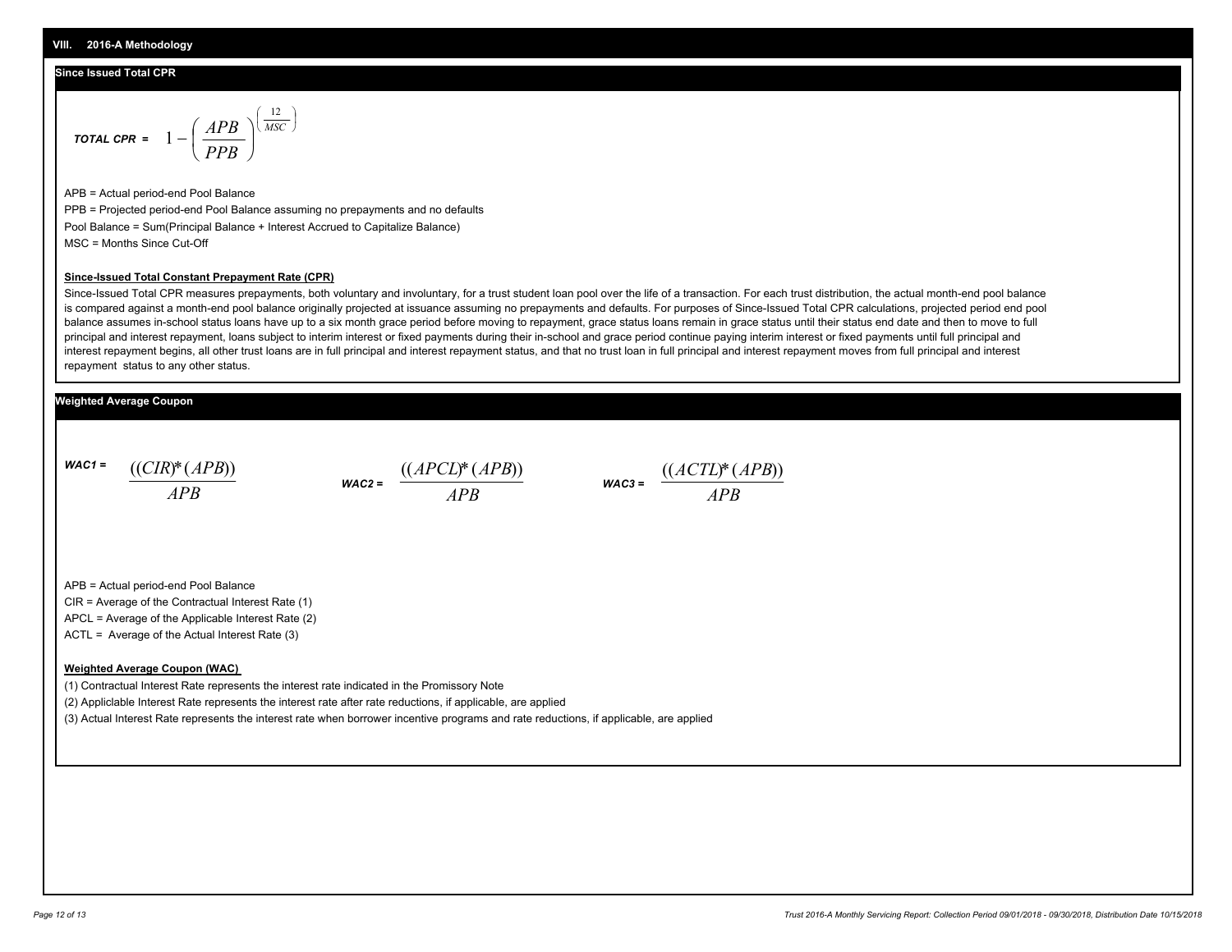## VIII. 2016-A Methodology

### Since Issued Total CPR

$$\textbf{TOTAL CPR} = 1 - \left( \frac{APB}{PPB} \right)^{\left( \frac{12}{MSC} \right)}$$

APB = Actual period-end Pool Balance

PPB = Projected period-end Pool Balance assuming no prepayments and no defaults

Pool Balance = Sum(Principal Balance + Interest Accrued to Capitalize Balance)

MSC = Months Since Cut-Off

**Since-Issued Total Constant Prepayment Rate (CPR)**

Since-Issued Total CPR measures prepayments, both voluntary and involuntary, for a trust student loan pool over the life of a transaction. For each trust distribution, the actual month-end pool balance is compared against a month-end pool balance originally projected at issuance assuming no prepayments and defaults. For purposes of Since-Issued Total CPR calculations, projected period end pool balance assumes in-school status loans have up to a six month grace period before moving to repayment, grace status loans remain in grace status until their status end date and then to move to full principal and interest repayment, loans subject to interim interest or fixed payments during their in-school and grace period continue paying interim interest or fixed payments until full principal and interest repayment begins, all other trust loans are in full principal and interest repayment status, and that no trust loan in full principal and interest repayment moves from full principal and interest repayment status to any other status.

### Weighted Average Coupon

$$\textbf{WAC1} = \frac{((CIR) * (APB))}{APB} \qquad \textbf{WAC2} = \frac{((APCL) * (APB))}{APB} \qquad \textbf{WAC3} = \frac{((ACTL) * (APB))}{APB}$$

APB = Actual period-end Pool Balance

CIR = Average of the Contractual Interest Rate (1)

APCL = Average of the Applicable Interest Rate (2)

ACTL = Average of the Actual Interest Rate (3)

**Weighted Average Coupon (WAC)**

(1) Contractual Interest Rate represents the interest rate indicated in the Promissory Note

(2) Appliclable Interest Rate represents the interest rate after rate reductions, if applicable, are applied

(3) Actual Interest Rate represents the interest rate when borrower incentive programs and rate reductions, if applicable, are applied